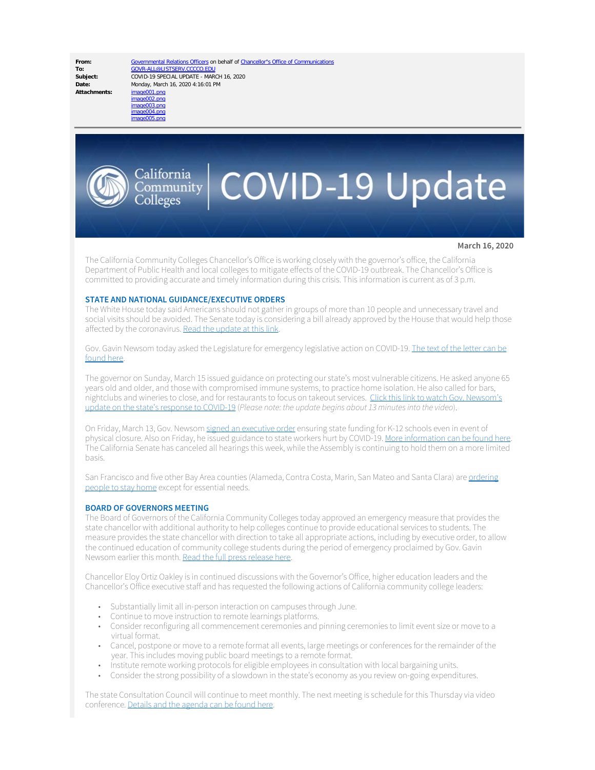| | |
|---|---|
| **From:** | Governmental Relations Officers on behalf of Chancellor"s Office of Communications |
| **To:** | GOVR-ALL@LISTSERV.CCCCO.EDU |
| **Subject:** | COVID-19 SPECIAL UPDATE - MARCH 16, 2020 |
| **Date:** | Monday, March 16, 2020 4:16:01 PM |
| **Attachments:** | image001.png<br>image002.png<br>image003.png<br>image004.png<br>image005.png |

# California Community Colleges | COVID-19 Update

**March 16, 2020**

The California Community Colleges Chancellor's Office is working closely with the governor's office, the California Department of Public Health and local colleges to mitigate effects of the COVID-19 outbreak. The Chancellor's Office is committed to providing accurate and timely information during this crisis. This information is current as of 3 p.m.

## STATE AND NATIONAL GUIDANCE/EXECUTIVE ORDERS

The White House today said Americans should not gather in groups of more than 10 people and unnecessary travel and social visits should be avoided. The Senate today is considering a bill already approved by the House that would help those affected by the coronavirus. Read the update at this link.

Gov. Gavin Newsom today asked the Legislature for emergency legislative action on COVID-19. The text of the letter can be found here.

The governor on Sunday, March 15 issued guidance on protecting our state's most vulnerable citizens. He asked anyone 65 years old and older, and those with compromised immune systems, to practice home isolation. He also called for bars, nightclubs and wineries to close, and for restaurants to focus on takeout services. Click this link to watch Gov. Newsom's update on the state's response to COVID-19 (*Please note: the update begins about 13 minutes into the video*).

On Friday, March 13, Gov. Newsom signed an executive order ensuring state funding for K-12 schools even in event of physical closure. Also on Friday, he issued guidance to state workers hurt by COVID-19. More information can be found here. The California Senate has canceled all hearings this week, while the Assembly is continuing to hold them on a more limited basis.

San Francisco and five other Bay Area counties (Alameda, Contra Costa, Marin, San Mateo and Santa Clara) are ordering people to stay home except for essential needs.

## BOARD OF GOVERNORS MEETING

The Board of Governors of the California Community Colleges today approved an emergency measure that provides the state chancellor with additional authority to help colleges continue to provide educational services to students. The measure provides the state chancellor with direction to take all appropriate actions, including by executive order, to allow the continued education of community college students during the period of emergency proclaimed by Gov. Gavin Newsom earlier this month. Read the full press release here.

Chancellor Eloy Ortiz Oakley is in continued discussions with the Governor's Office, higher education leaders and the Chancellor's Office executive staff and has requested the following actions of California community college leaders:

- Substantially limit all in-person interaction on campuses through June.
- Continue to move instruction to remote learnings platforms.
- Consider reconfiguring all commencement ceremonies and pinning ceremonies to limit event size or move to a virtual format.
- Cancel, postpone or move to a remote format all events, large meetings or conferences for the remainder of the year. This includes moving public board meetings to a remote format.
- Institute remote working protocols for eligible employees in consultation with local bargaining units.
- Consider the strong possibility of a slowdown in the state's economy as you review on-going expenditures.

The state Consultation Council will continue to meet monthly. The next meeting is schedule for this Thursday via video conference. Details and the agenda can be found here.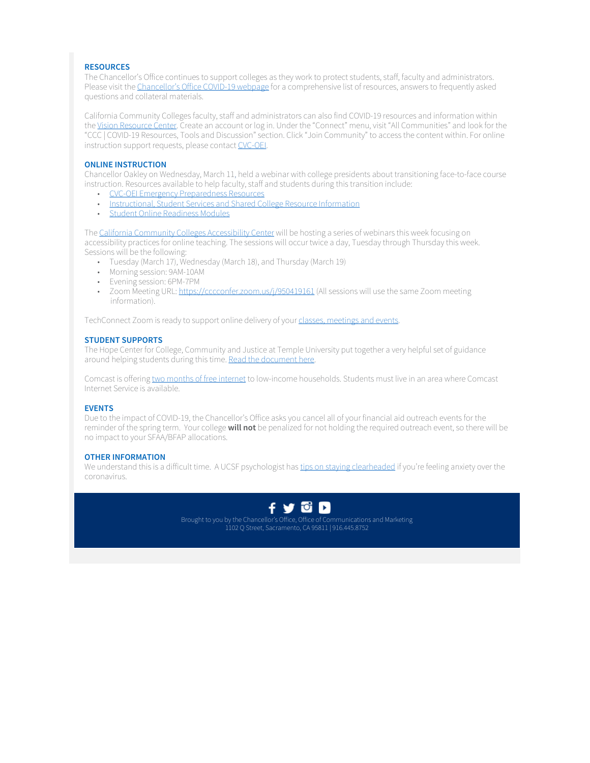## RESOURCES

The Chancellor's Office continues to support colleges as they work to protect students, staff, faculty and administrators. Please visit the Chancellor's Office COVID-19 webpage for a comprehensive list of resources, answers to frequently asked questions and collateral materials.

California Community Colleges faculty, staff and administrators can also find COVID-19 resources and information within the Vision Resource Center. Create an account or log in. Under the "Connect" menu, visit "All Communities" and look for the "CCC | COVID-19 Resources, Tools and Discussion" section. Click "Join Community" to access the content within. For online instruction support requests, please contact CVC-OEI.

## ONLINE INSTRUCTION

Chancellor Oakley on Wednesday, March 11, held a webinar with college presidents about transitioning face-to-face course instruction. Resources available to help faculty, staff and students during this transition include:

- CVC-OEI Emergency Preparedness Resources
- Instructional, Student Services and Shared College Resource Information
- Student Online Readiness Modules

The California Community Colleges Accessibility Center will be hosting a series of webinars this week focusing on accessibility practices for online teaching. The sessions will occur twice a day, Tuesday through Thursday this week. Sessions will be the following:

- Tuesday (March 17), Wednesday (March 18), and Thursday (March 19)
- Morning session: 9AM-10AM
- Evening session: 6PM-7PM
- Zoom Meeting URL: https://cccconfer.zoom.us/j/950419161 (All sessions will use the same Zoom meeting information).

TechConnect Zoom is ready to support online delivery of your classes, meetings and events.

## STUDENT SUPPORTS

The Hope Center for College, Community and Justice at Temple University put together a very helpful set of guidance around helping students during this time. Read the document here.

Comcast is offering two months of free internet to low-income households. Students must live in an area where Comcast Internet Service is available.

## EVENTS

Due to the impact of COVID-19, the Chancellor's Office asks you cancel all of your financial aid outreach events for the reminder of the spring term. Your college **will not** be penalized for not holding the required outreach event, so there will be no impact to your SFAA/BFAP allocations.

## OTHER INFORMATION

We understand this is a difficult time. A UCSF psychologist has tips on staying clearheaded if you're feeling anxiety over the coronavirus.

Brought to you by the Chancellor's Office, Office of Communications and Marketing
1102 Q Street, Sacramento, CA 95811 | 916.445.8752